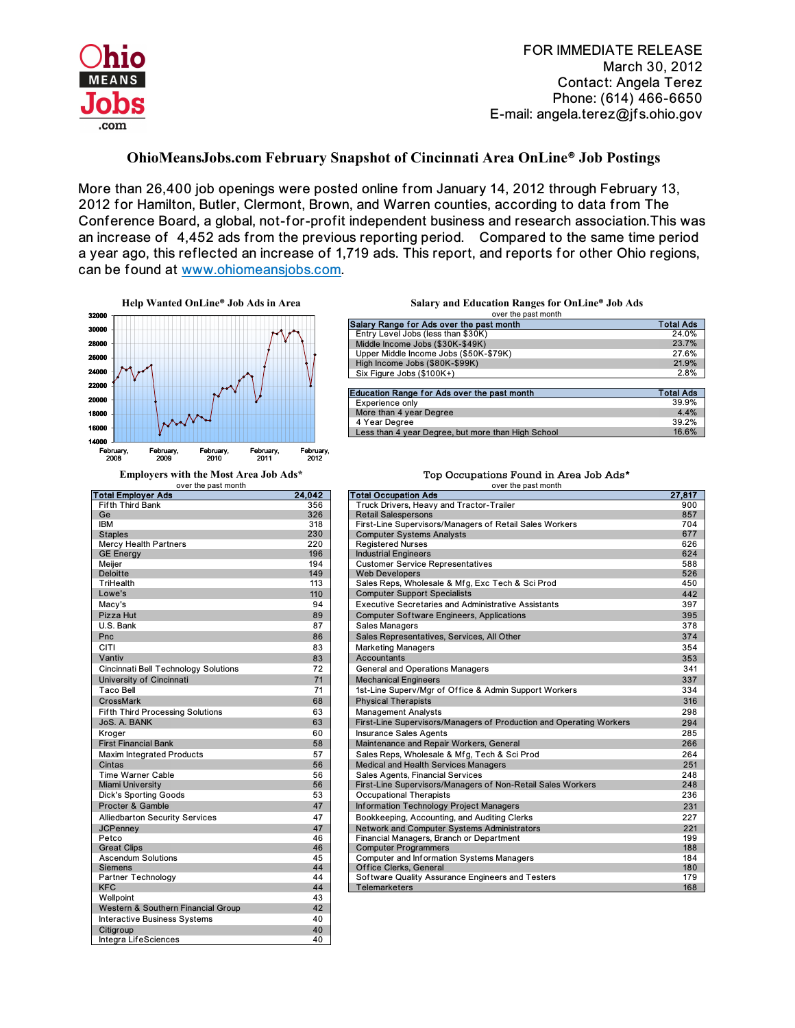FOR IMMEDIATE RELEASE
March 30, 2012
Contact: Angela Terez
Phone: (614) 466-6650
E-mail: angela.terez@jfs.ohio.gov

# OhioMeansJobs.com February Snapshot of Cincinnati Area OnLine® Job Postings

More than 26,400 job openings were posted online from January 14, 2012 through February 13, 2012 for Hamilton, Butler, Clermont, Brown, and Warren counties, according to data from The Conference Board, a global, not-for-profit independent business and research association.This was an increase of 4,452 ads from the previous reporting period. Compared to the same time period a year ago, this reflected an increase of 1,719 ads. This report, and reports for other Ohio regions, can be found at www.ohiomeansjobs.com.

**Help Wanted OnLine® Job Ads in Area**

**Salary and Education Ranges for OnLine® Job Ads**
over the past month

| Salary Range for Ads over the past month | Total Ads |
|---|---|
| Entry Level Jobs (less than $30K) | 24.0% |
| Middle Income Jobs ($30K-$49K) | 23.7% |
| Upper Middle Income Jobs ($50K-$79K) | 27.6% |
| High Income Jobs ($80K-$99K) | 21.9% |
| Six Figure Jobs ($100K+) | 2.8% |

| Education Range for Ads over the past month | Total Ads |
|---|---|
| Experience only | 39.9% |
| More than 4 year Degree | 4.4% |
| 4 Year Degree | 39.2% |
| Less than 4 year Degree, but more than High School | 16.6% |

**Employers with the Most Area Job Ads***
over the past month

| Total Employer Ads | 24,042 |
|---|---|
| Fifth Third Bank | 356 |
| Ge | 326 |
| IBM | 318 |
| Staples | 230 |
| Mercy Health Partners | 220 |
| GE Energy | 196 |
| Meijer | 194 |
| Deloitte | 149 |
| TriHealth | 113 |
| Lowe's | 110 |
| Macy's | 94 |
| Pizza Hut | 89 |
| U.S. Bank | 87 |
| Pnc | 86 |
| CITI | 83 |
| Vantiv | 83 |
| Cincinnati Bell Technology Solutions | 72 |
| University of Cincinnati | 71 |
| Taco Bell | 71 |
| CrossMark | 68 |
| Fifth Third Processing Solutions | 63 |
| JoS. A. BANK | 63 |
| Kroger | 60 |
| First Financial Bank | 58 |
| Maxim Integrated Products | 57 |
| Cintas | 56 |
| Time Warner Cable | 56 |
| Miami University | 56 |
| Dick's Sporting Goods | 53 |
| Procter & Gamble | 47 |
| Alliedbarton Security Services | 47 |
| JCPenney | 47 |
| Petco | 46 |
| Great Clips | 46 |
| Ascendum Solutions | 45 |
| Siemens | 44 |
| Partner Technology | 44 |
| KFC | 44 |
| Wellpoint | 43 |
| Western & Southern Financial Group | 42 |
| Interactive Business Systems | 40 |
| Citigroup | 40 |
| Integra LifeSciences | 40 |

**Top Occupations Found in Area Job Ads***
over the past month

| Total Occupation Ads | 27,817 |
|---|---|
| Truck Drivers, Heavy and Tractor-Trailer | 900 |
| Retail Salespersons | 857 |
| First-Line Supervisors/Managers of Retail Sales Workers | 704 |
| Computer Systems Analysts | 677 |
| Registered Nurses | 626 |
| Industrial Engineers | 624 |
| Customer Service Representatives | 588 |
| Web Developers | 526 |
| Sales Reps, Wholesale & Mfg, Exc Tech & Sci Prod | 450 |
| Computer Support Specialists | 442 |
| Executive Secretaries and Administrative Assistants | 397 |
| Computer Software Engineers, Applications | 395 |
| Sales Managers | 378 |
| Sales Representatives, Services, All Other | 374 |
| Marketing Managers | 354 |
| Accountants | 353 |
| General and Operations Managers | 341 |
| Mechanical Engineers | 337 |
| 1st-Line Superv/Mgr of Office & Admin Support Workers | 334 |
| Physical Therapists | 316 |
| Management Analysts | 298 |
| First-Line Supervisors/Managers of Production and Operating Workers | 294 |
| Insurance Sales Agents | 285 |
| Maintenance and Repair Workers, General | 266 |
| Sales Reps, Wholesale & Mfg, Tech & Sci Prod | 264 |
| Medical and Health Services Managers | 251 |
| Sales Agents, Financial Services | 248 |
| First-Line Supervisors/Managers of Non-Retail Sales Workers | 248 |
| Occupational Therapists | 236 |
| Information Technology Project Managers | 231 |
| Bookkeeping, Accounting, and Auditing Clerks | 227 |
| Network and Computer Systems Administrators | 221 |
| Financial Managers, Branch or Department | 199 |
| Computer Programmers | 188 |
| Computer and Information Systems Managers | 184 |
| Office Clerks, General | 180 |
| Software Quality Assurance Engineers and Testers | 179 |
| Telemarketers | 168 |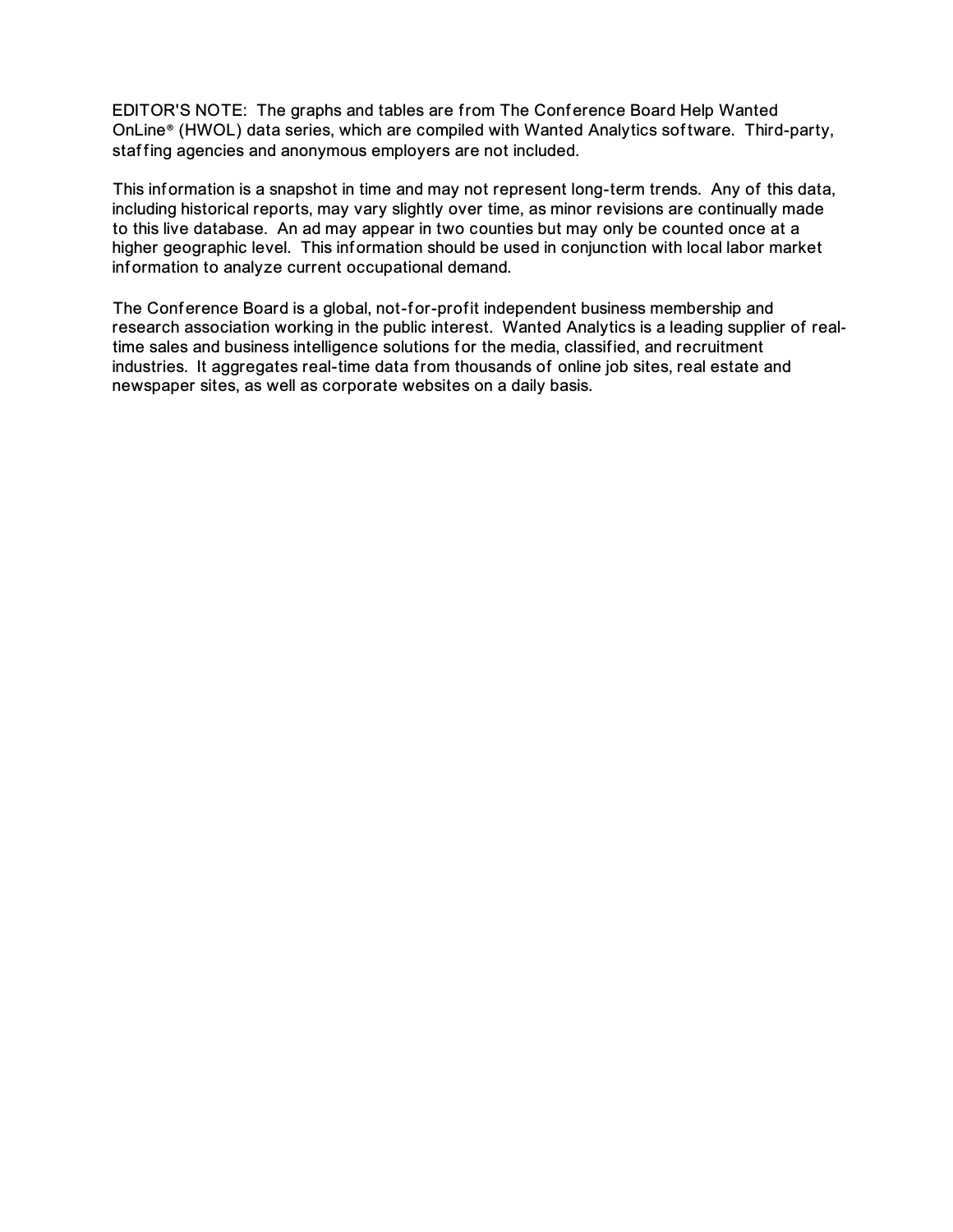EDITOR'S NOTE: The graphs and tables are from The Conference Board Help Wanted OnLine® (HWOL) data series, which are compiled with Wanted Analytics software. Third-party, staffing agencies and anonymous employers are not included.

This information is a snapshot in time and may not represent long-term trends. Any of this data, including historical reports, may vary slightly over time, as minor revisions are continually made to this live database. An ad may appear in two counties but may only be counted once at a higher geographic level. This information should be used in conjunction with local labor market information to analyze current occupational demand.

The Conference Board is a global, not-for-profit independent business membership and research association working in the public interest. Wanted Analytics is a leading supplier of real-time sales and business intelligence solutions for the media, classified, and recruitment industries. It aggregates real-time data from thousands of online job sites, real estate and newspaper sites, as well as corporate websites on a daily basis.